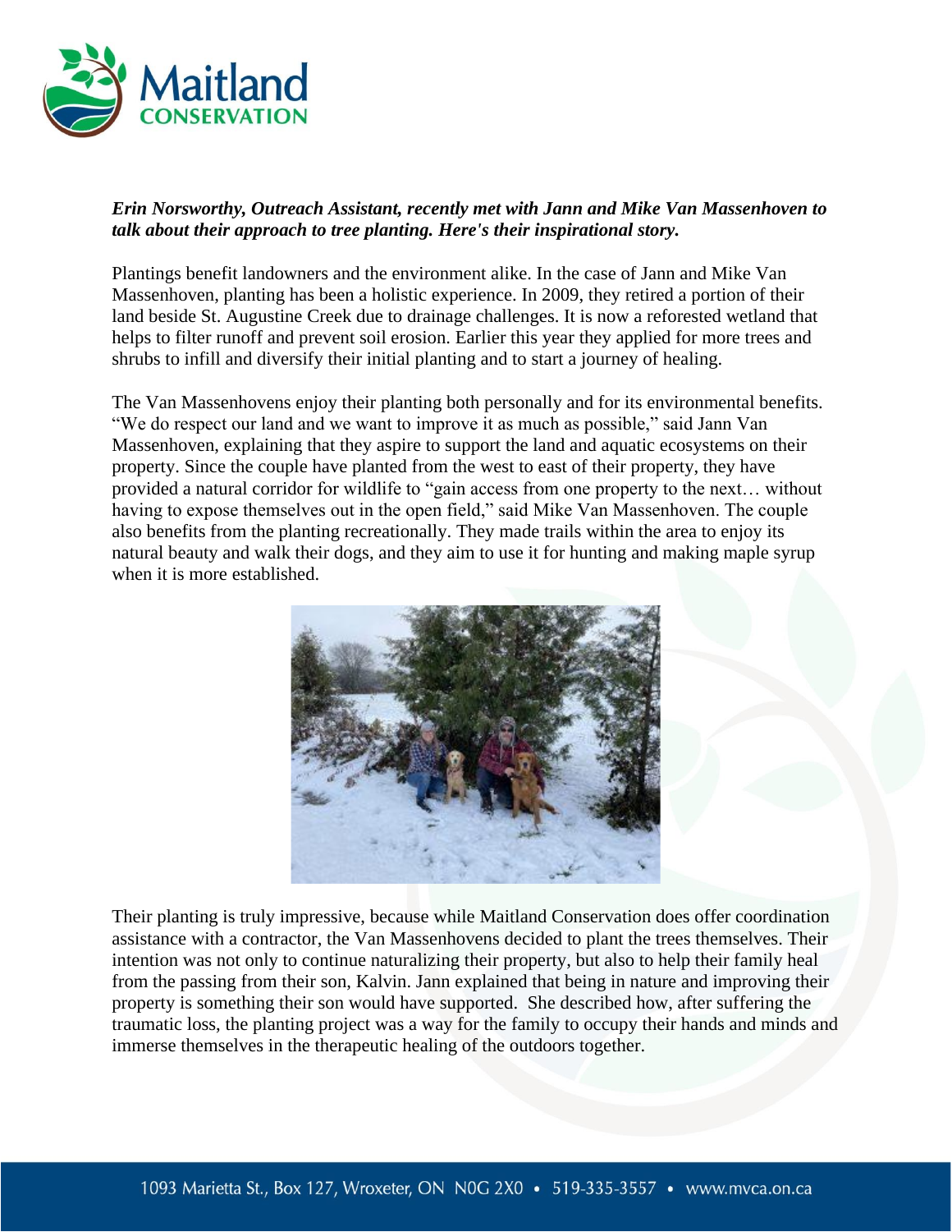***Erin Norsworthy, Outreach Assistant, recently met with Jann and Mike Van Massenhoven to talk about their approach to tree planting. Here's their inspirational story.***

Plantings benefit landowners and the environment alike. In the case of Jann and Mike Van Massenhoven, planting has been a holistic experience. In 2009, they retired a portion of their land beside St. Augustine Creek due to drainage challenges. It is now a reforested wetland that helps to filter runoff and prevent soil erosion. Earlier this year they applied for more trees and shrubs to infill and diversify their initial planting and to start a journey of healing.

The Van Massenhovens enjoy their planting both personally and for its environmental benefits. "We do respect our land and we want to improve it as much as possible," said Jann Van Massenhoven, explaining that they aspire to support the land and aquatic ecosystems on their property. Since the couple have planted from the west to east of their property, they have provided a natural corridor for wildlife to "gain access from one property to the next… without having to expose themselves out in the open field," said Mike Van Massenhoven. The couple also benefits from the planting recreationally. They made trails within the area to enjoy its natural beauty and walk their dogs, and they aim to use it for hunting and making maple syrup when it is more established.

Their planting is truly impressive, because while Maitland Conservation does offer coordination assistance with a contractor, the Van Massenhovens decided to plant the trees themselves. Their intention was not only to continue naturalizing their property, but also to help their family heal from the passing from their son, Kalvin. Jann explained that being in nature and improving their property is something their son would have supported. She described how, after suffering the traumatic loss, the planting project was a way for the family to occupy their hands and minds and immerse themselves in the therapeutic healing of the outdoors together.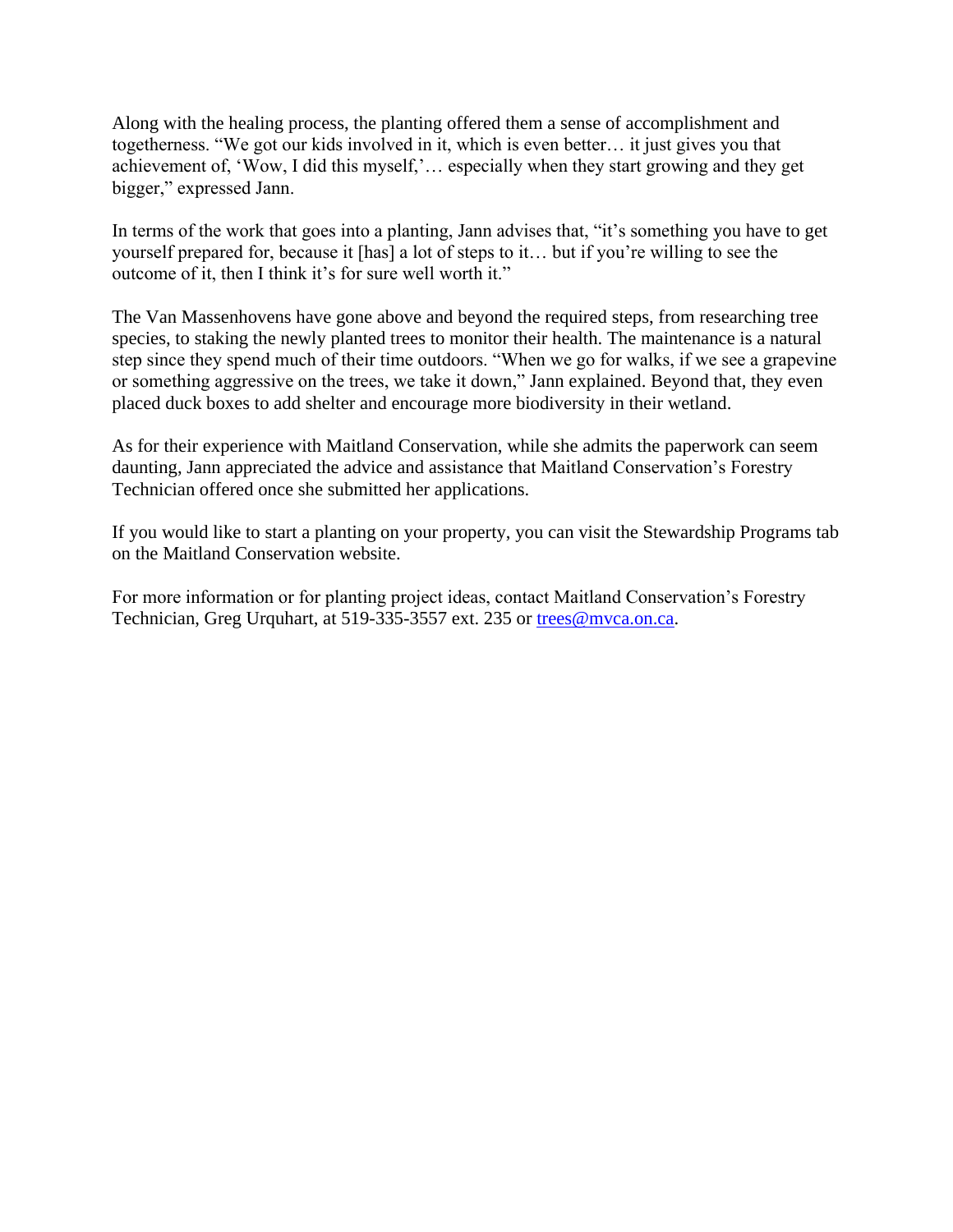Along with the healing process, the planting offered them a sense of accomplishment and togetherness. "We got our kids involved in it, which is even better… it just gives you that achievement of, 'Wow, I did this myself,'… especially when they start growing and they get bigger," expressed Jann.

In terms of the work that goes into a planting, Jann advises that, "it's something you have to get yourself prepared for, because it [has] a lot of steps to it… but if you're willing to see the outcome of it, then I think it's for sure well worth it."

The Van Massenhovens have gone above and beyond the required steps, from researching tree species, to staking the newly planted trees to monitor their health. The maintenance is a natural step since they spend much of their time outdoors. "When we go for walks, if we see a grapevine or something aggressive on the trees, we take it down," Jann explained. Beyond that, they even placed duck boxes to add shelter and encourage more biodiversity in their wetland.

As for their experience with Maitland Conservation, while she admits the paperwork can seem daunting, Jann appreciated the advice and assistance that Maitland Conservation's Forestry Technician offered once she submitted her applications.

If you would like to start a planting on your property, you can visit the Stewardship Programs tab on the Maitland Conservation website.

For more information or for planting project ideas, contact Maitland Conservation's Forestry Technician, Greg Urquhart, at 519-335-3557 ext. 235 or trees@mvca.on.ca.